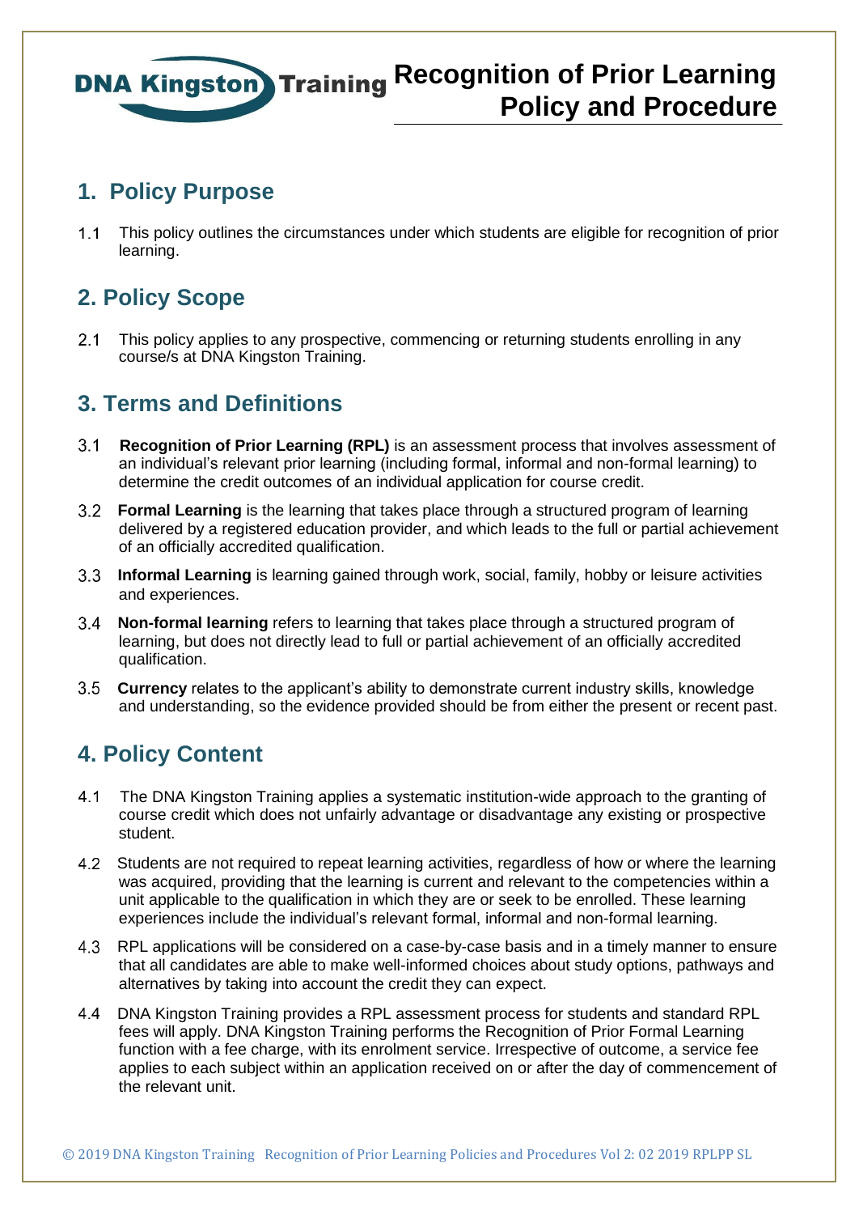# Recognition of Prior Learning Policy and Procedure

## 1. Policy Purpose

1.1 This policy outlines the circumstances under which students are eligible for recognition of prior learning.

## 2. Policy Scope

2.1 This policy applies to any prospective, commencing or returning students enrolling in any course/s at DNA Kingston Training.

## 3. Terms and Definitions

3.1 **Recognition of Prior Learning (RPL)** is an assessment process that involves assessment of an individual's relevant prior learning (including formal, informal and non-formal learning) to determine the credit outcomes of an individual application for course credit.

3.2 **Formal Learning** is the learning that takes place through a structured program of learning delivered by a registered education provider, and which leads to the full or partial achievement of an officially accredited qualification.

3.3 **Informal Learning** is learning gained through work, social, family, hobby or leisure activities and experiences.

3.4 **Non-formal learning** refers to learning that takes place through a structured program of learning, but does not directly lead to full or partial achievement of an officially accredited qualification.

3.5 **Currency** relates to the applicant's ability to demonstrate current industry skills, knowledge and understanding, so the evidence provided should be from either the present or recent past.

## 4. Policy Content

4.1 The DNA Kingston Training applies a systematic institution-wide approach to the granting of course credit which does not unfairly advantage or disadvantage any existing or prospective student.

4.2 Students are not required to repeat learning activities, regardless of how or where the learning was acquired, providing that the learning is current and relevant to the competencies within a unit applicable to the qualification in which they are or seek to be enrolled. These learning experiences include the individual's relevant formal, informal and non-formal learning.

4.3 RPL applications will be considered on a case-by-case basis and in a timely manner to ensure that all candidates are able to make well-informed choices about study options, pathways and alternatives by taking into account the credit they can expect.

4.4 DNA Kingston Training provides a RPL assessment process for students and standard RPL fees will apply. DNA Kingston Training performs the Recognition of Prior Formal Learning function with a fee charge, with its enrolment service. Irrespective of outcome, a service fee applies to each subject within an application received on or after the day of commencement of the relevant unit.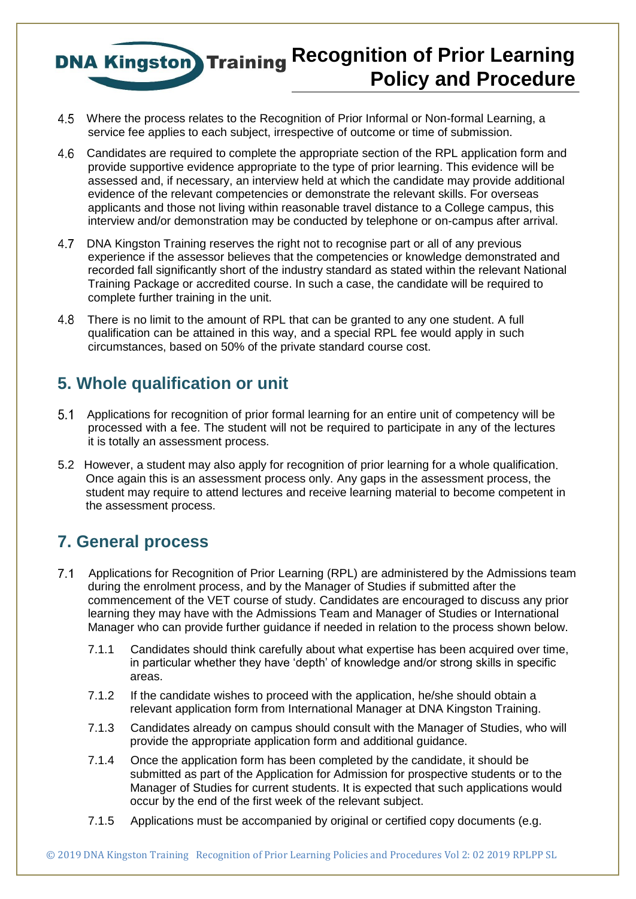4.5 Where the process relates to the Recognition of Prior Informal or Non-formal Learning, a service fee applies to each subject, irrespective of outcome or time of submission.

4.6 Candidates are required to complete the appropriate section of the RPL application form and provide supportive evidence appropriate to the type of prior learning. This evidence will be assessed and, if necessary, an interview held at which the candidate may provide additional evidence of the relevant competencies or demonstrate the relevant skills. For overseas applicants and those not living within reasonable travel distance to a College campus, this interview and/or demonstration may be conducted by telephone or on-campus after arrival.

4.7 DNA Kingston Training reserves the right not to recognise part or all of any previous experience if the assessor believes that the competencies or knowledge demonstrated and recorded fall significantly short of the industry standard as stated within the relevant National Training Package or accredited course. In such a case, the candidate will be required to complete further training in the unit.

4.8 There is no limit to the amount of RPL that can be granted to any one student. A full qualification can be attained in this way, and a special RPL fee would apply in such circumstances, based on 50% of the private standard course cost.

## 5. Whole qualification or unit

5.1 Applications for recognition of prior formal learning for an entire unit of competency will be processed with a fee. The student will not be required to participate in any of the lectures it is totally an assessment process.

5.2 However, a student may also apply for recognition of prior learning for a whole qualification. Once again this is an assessment process only. Any gaps in the assessment process, the student may require to attend lectures and receive learning material to become competent in the assessment process.

## 7. General process

7.1 Applications for Recognition of Prior Learning (RPL) are administered by the Admissions team during the enrolment process, and by the Manager of Studies if submitted after the commencement of the VET course of study. Candidates are encouraged to discuss any prior learning they may have with the Admissions Team and Manager of Studies or International Manager who can provide further guidance if needed in relation to the process shown below.

7.1.1 Candidates should think carefully about what expertise has been acquired over time, in particular whether they have 'depth' of knowledge and/or strong skills in specific areas.

7.1.2 If the candidate wishes to proceed with the application, he/she should obtain a relevant application form from International Manager at DNA Kingston Training.

7.1.3 Candidates already on campus should consult with the Manager of Studies, who will provide the appropriate application form and additional guidance.

7.1.4 Once the application form has been completed by the candidate, it should be submitted as part of the Application for Admission for prospective students or to the Manager of Studies for current students. It is expected that such applications would occur by the end of the first week of the relevant subject.

7.1.5 Applications must be accompanied by original or certified copy documents (e.g.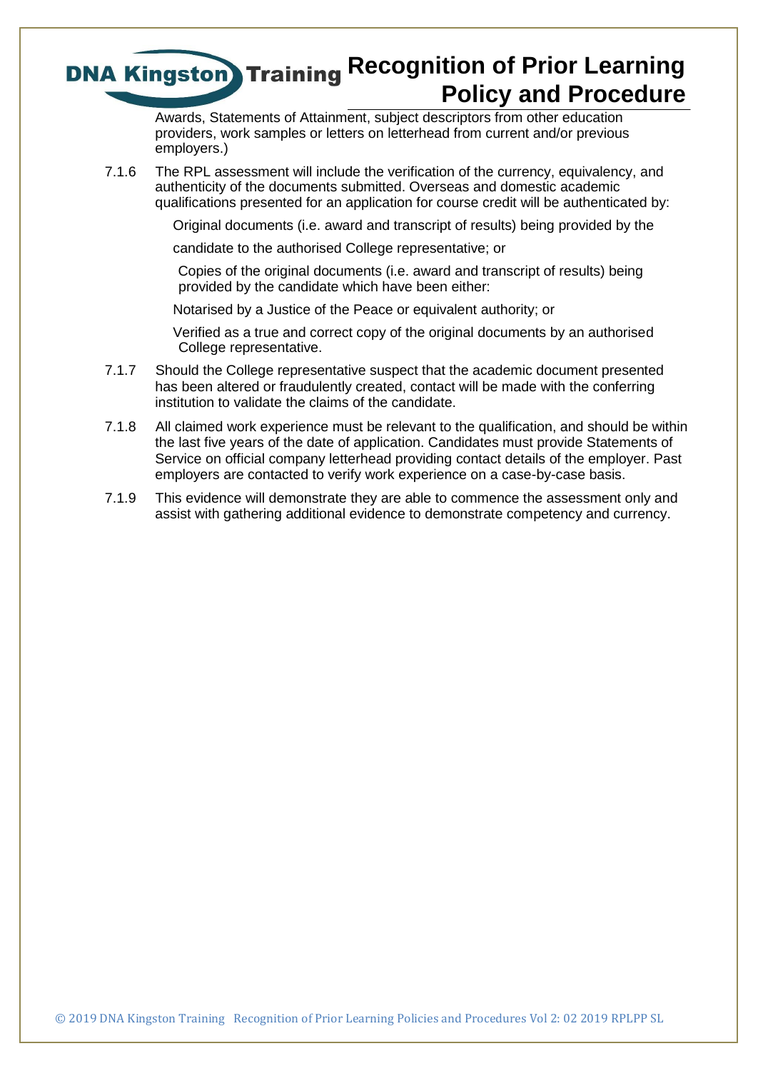Awards, Statements of Attainment, subject descriptors from other education providers, work samples or letters on letterhead from current and/or previous employers.)

7.1.6 The RPL assessment will include the verification of the currency, equivalency, and authenticity of the documents submitted. Overseas and domestic academic qualifications presented for an application for course credit will be authenticated by:

Original documents (i.e. award and transcript of results) being provided by the candidate to the authorised College representative; or

Copies of the original documents (i.e. award and transcript of results) being provided by the candidate which have been either:

Notarised by a Justice of the Peace or equivalent authority; or

Verified as a true and correct copy of the original documents by an authorised College representative.

7.1.7 Should the College representative suspect that the academic document presented has been altered or fraudulently created, contact will be made with the conferring institution to validate the claims of the candidate.

7.1.8 All claimed work experience must be relevant to the qualification, and should be within the last five years of the date of application. Candidates must provide Statements of Service on official company letterhead providing contact details of the employer. Past employers are contacted to verify work experience on a case-by-case basis.

7.1.9 This evidence will demonstrate they are able to commence the assessment only and assist with gathering additional evidence to demonstrate competency and currency.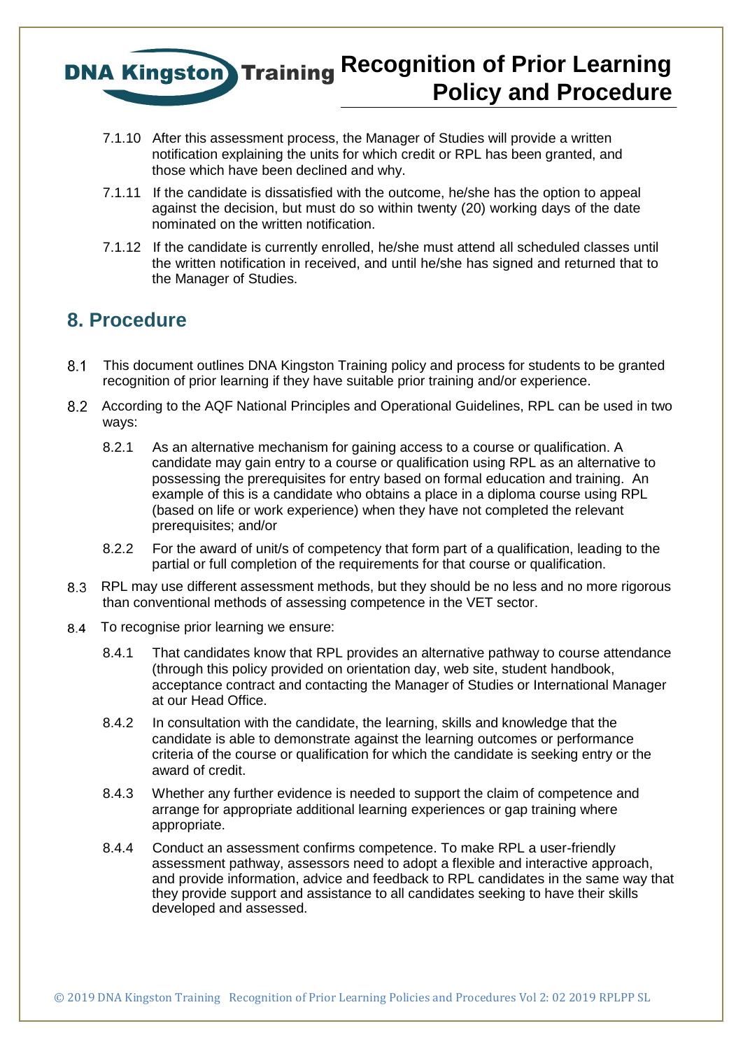7.1.10 After this assessment process, the Manager of Studies will provide a written notification explaining the units for which credit or RPL has been granted, and those which have been declined and why.

7.1.11 If the candidate is dissatisfied with the outcome, he/she has the option to appeal against the decision, but must do so within twenty (20) working days of the date nominated on the written notification.

7.1.12 If the candidate is currently enrolled, he/she must attend all scheduled classes until the written notification in received, and until he/she has signed and returned that to the Manager of Studies.

## 8. Procedure

8.1 This document outlines DNA Kingston Training policy and process for students to be granted recognition of prior learning if they have suitable prior training and/or experience.

8.2 According to the AQF National Principles and Operational Guidelines, RPL can be used in two ways:

8.2.1 As an alternative mechanism for gaining access to a course or qualification. A candidate may gain entry to a course or qualification using RPL as an alternative to possessing the prerequisites for entry based on formal education and training. An example of this is a candidate who obtains a place in a diploma course using RPL (based on life or work experience) when they have not completed the relevant prerequisites; and/or

8.2.2 For the award of unit/s of competency that form part of a qualification, leading to the partial or full completion of the requirements for that course or qualification.

8.3 RPL may use different assessment methods, but they should be no less and no more rigorous than conventional methods of assessing competence in the VET sector.

8.4 To recognise prior learning we ensure:

8.4.1 That candidates know that RPL provides an alternative pathway to course attendance (through this policy provided on orientation day, web site, student handbook, acceptance contract and contacting the Manager of Studies or International Manager at our Head Office.

8.4.2 In consultation with the candidate, the learning, skills and knowledge that the candidate is able to demonstrate against the learning outcomes or performance criteria of the course or qualification for which the candidate is seeking entry or the award of credit.

8.4.3 Whether any further evidence is needed to support the claim of competence and arrange for appropriate additional learning experiences or gap training where appropriate.

8.4.4 Conduct an assessment confirms competence. To make RPL a user-friendly assessment pathway, assessors need to adopt a flexible and interactive approach, and provide information, advice and feedback to RPL candidates in the same way that they provide support and assistance to all candidates seeking to have their skills developed and assessed.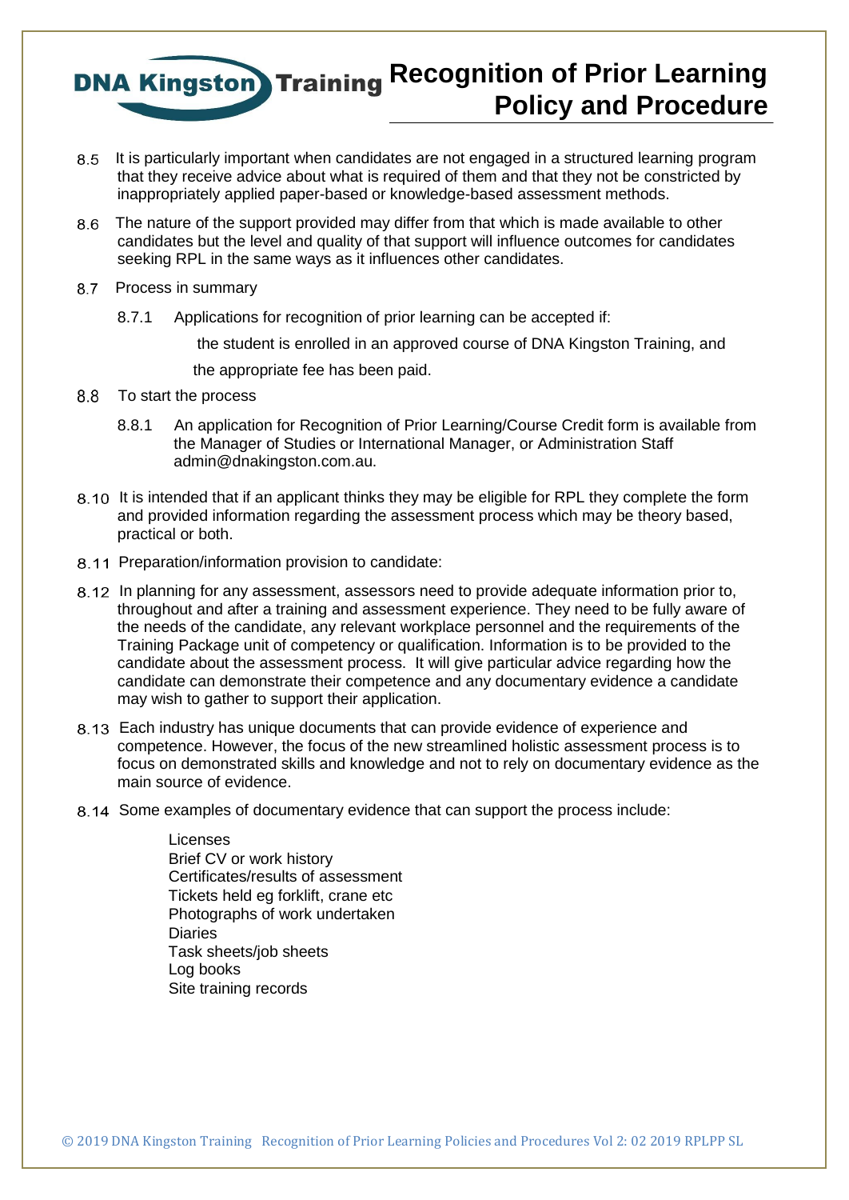8.5 It is particularly important when candidates are not engaged in a structured learning program that they receive advice about what is required of them and that they not be constricted by inappropriately applied paper-based or knowledge-based assessment methods.

8.6 The nature of the support provided may differ from that which is made available to other candidates but the level and quality of that support will influence outcomes for candidates seeking RPL in the same ways as it influences other candidates.

8.7 Process in summary

8.7.1 Applications for recognition of prior learning can be accepted if:

the student is enrolled in an approved course of DNA Kingston Training, and

the appropriate fee has been paid.

8.8 To start the process

8.8.1 An application for Recognition of Prior Learning/Course Credit form is available from the Manager of Studies or International Manager, or Administration Staff admin@dnakingston.com.au.

8.10 It is intended that if an applicant thinks they may be eligible for RPL they complete the form and provided information regarding the assessment process which may be theory based, practical or both.

8.11 Preparation/information provision to candidate:

8.12 In planning for any assessment, assessors need to provide adequate information prior to, throughout and after a training and assessment experience. They need to be fully aware of the needs of the candidate, any relevant workplace personnel and the requirements of the Training Package unit of competency or qualification. Information is to be provided to the candidate about the assessment process. It will give particular advice regarding how the candidate can demonstrate their competence and any documentary evidence a candidate may wish to gather to support their application.

8.13 Each industry has unique documents that can provide evidence of experience and competence. However, the focus of the new streamlined holistic assessment process is to focus on demonstrated skills and knowledge and not to rely on documentary evidence as the main source of evidence.

8.14 Some examples of documentary evidence that can support the process include:

Licenses
Brief CV or work history
Certificates/results of assessment
Tickets held eg forklift, crane etc
Photographs of work undertaken
Diaries
Task sheets/job sheets
Log books
Site training records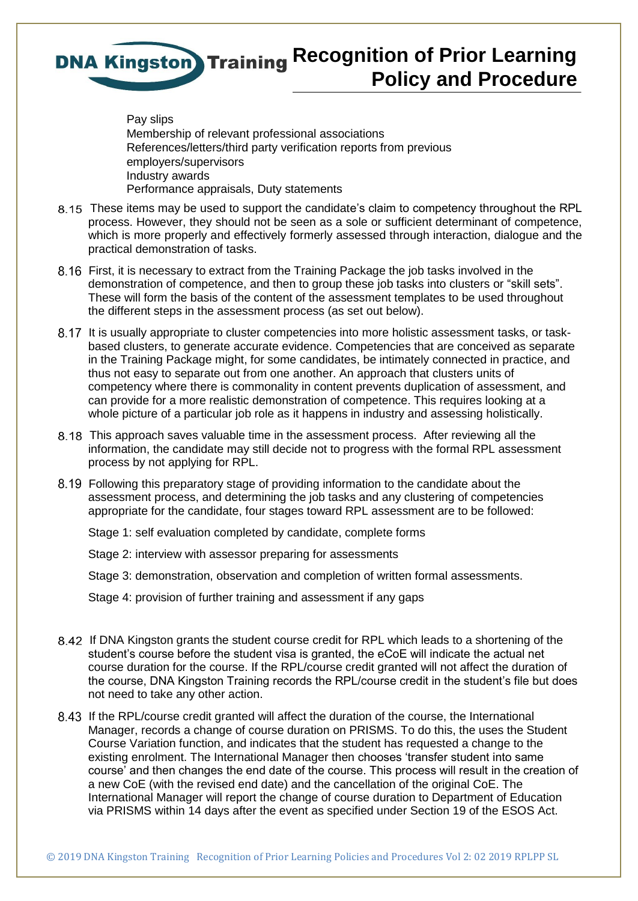Pay slips
Membership of relevant professional associations
References/letters/third party verification reports from previous employers/supervisors
Industry awards
Performance appraisals, Duty statements

8.15 These items may be used to support the candidate's claim to competency throughout the RPL process. However, they should not be seen as a sole or sufficient determinant of competence, which is more properly and effectively formerly assessed through interaction, dialogue and the practical demonstration of tasks.

8.16 First, it is necessary to extract from the Training Package the job tasks involved in the demonstration of competence, and then to group these job tasks into clusters or "skill sets". These will form the basis of the content of the assessment templates to be used throughout the different steps in the assessment process (as set out below).

8.17 It is usually appropriate to cluster competencies into more holistic assessment tasks, or task-based clusters, to generate accurate evidence. Competencies that are conceived as separate in the Training Package might, for some candidates, be intimately connected in practice, and thus not easy to separate out from one another. An approach that clusters units of competency where there is commonality in content prevents duplication of assessment, and can provide for a more realistic demonstration of competence. This requires looking at a whole picture of a particular job role as it happens in industry and assessing holistically.

8.18 This approach saves valuable time in the assessment process. After reviewing all the information, the candidate may still decide not to progress with the formal RPL assessment process by not applying for RPL.

8.19 Following this preparatory stage of providing information to the candidate about the assessment process, and determining the job tasks and any clustering of competencies appropriate for the candidate, four stages toward RPL assessment are to be followed:

Stage 1: self evaluation completed by candidate, complete forms

Stage 2: interview with assessor preparing for assessments

Stage 3: demonstration, observation and completion of written formal assessments.

Stage 4: provision of further training and assessment if any gaps

8.42 If DNA Kingston grants the student course credit for RPL which leads to a shortening of the student's course before the student visa is granted, the eCoE will indicate the actual net course duration for the course. If the RPL/course credit granted will not affect the duration of the course, DNA Kingston Training records the RPL/course credit in the student's file but does not need to take any other action.

8.43 If the RPL/course credit granted will affect the duration of the course, the International Manager, records a change of course duration on PRISMS. To do this, the uses the Student Course Variation function, and indicates that the student has requested a change to the existing enrolment. The International Manager then chooses 'transfer student into same course' and then changes the end date of the course. This process will result in the creation of a new CoE (with the revised end date) and the cancellation of the original CoE. The International Manager will report the change of course duration to Department of Education via PRISMS within 14 days after the event as specified under Section 19 of the ESOS Act.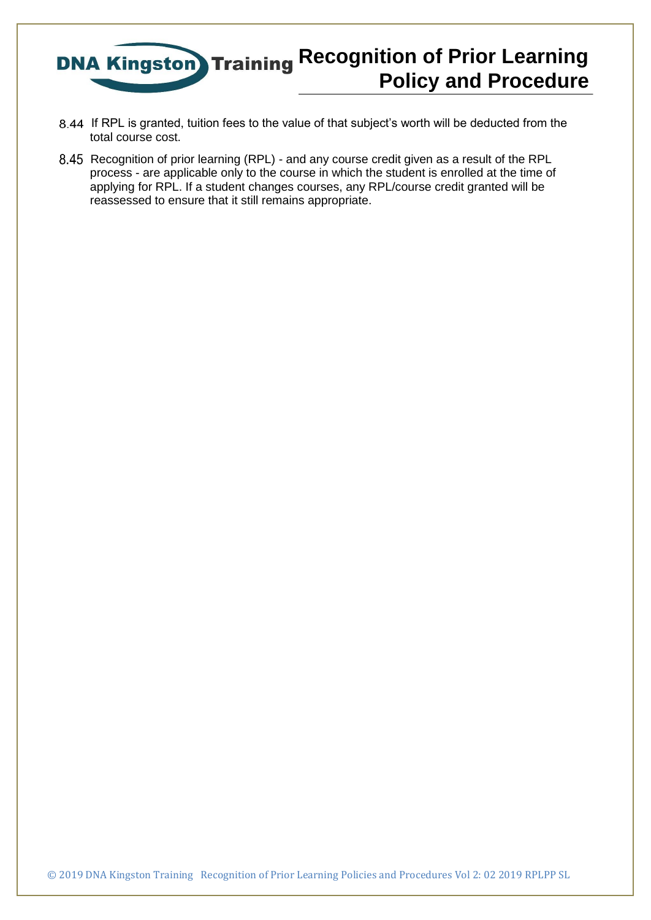8.44 If RPL is granted, tuition fees to the value of that subject's worth will be deducted from the total course cost.

8.45 Recognition of prior learning (RPL) - and any course credit given as a result of the RPL process - are applicable only to the course in which the student is enrolled at the time of applying for RPL. If a student changes courses, any RPL/course credit granted will be reassessed to ensure that it still remains appropriate.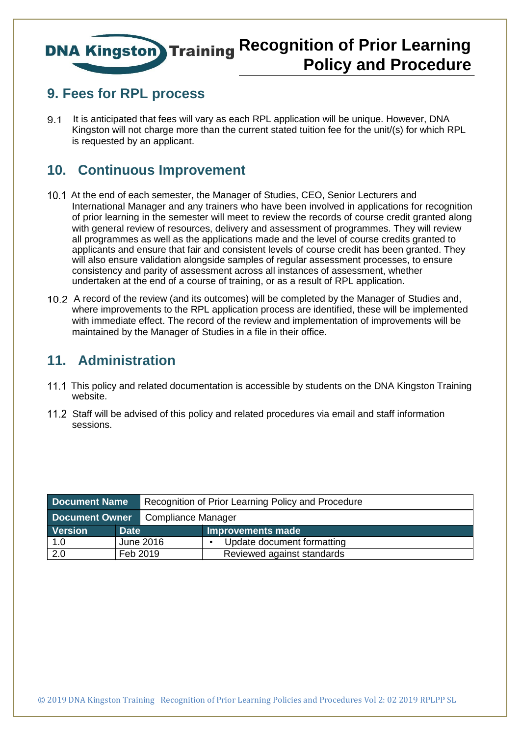## 9. Fees for RPL process

9.1 It is anticipated that fees will vary as each RPL application will be unique. However, DNA Kingston will not charge more than the current stated tuition fee for the unit/(s) for which RPL is requested by an applicant.

## 10. Continuous Improvement

10.1 At the end of each semester, the Manager of Studies, CEO, Senior Lecturers and International Manager and any trainers who have been involved in applications for recognition of prior learning in the semester will meet to review the records of course credit granted along with general review of resources, delivery and assessment of programmes. They will review all programmes as well as the applications made and the level of course credits granted to applicants and ensure that fair and consistent levels of course credit has been granted. They will also ensure validation alongside samples of regular assessment processes, to ensure consistency and parity of assessment across all instances of assessment, whether undertaken at the end of a course of training, or as a result of RPL application.

10.2 A record of the review (and its outcomes) will be completed by the Manager of Studies and, where improvements to the RPL application process are identified, these will be implemented with immediate effect. The record of the review and implementation of improvements will be maintained by the Manager of Studies in a file in their office.

## 11. Administration

11.1 This policy and related documentation is accessible by students on the DNA Kingston Training website.

11.2 Staff will be advised of this policy and related procedures via email and staff information sessions.

| | | |
|---|---|---|
| **Document Name** | Recognition of Prior Learning Policy and Procedure | |
| **Document Owner** | Compliance Manager | |
| **Version** | **Date** | **Improvements made** |
| 1.0 | June 2016 | • Update document formatting |
| 2.0 | Feb 2019 | Reviewed against standards |